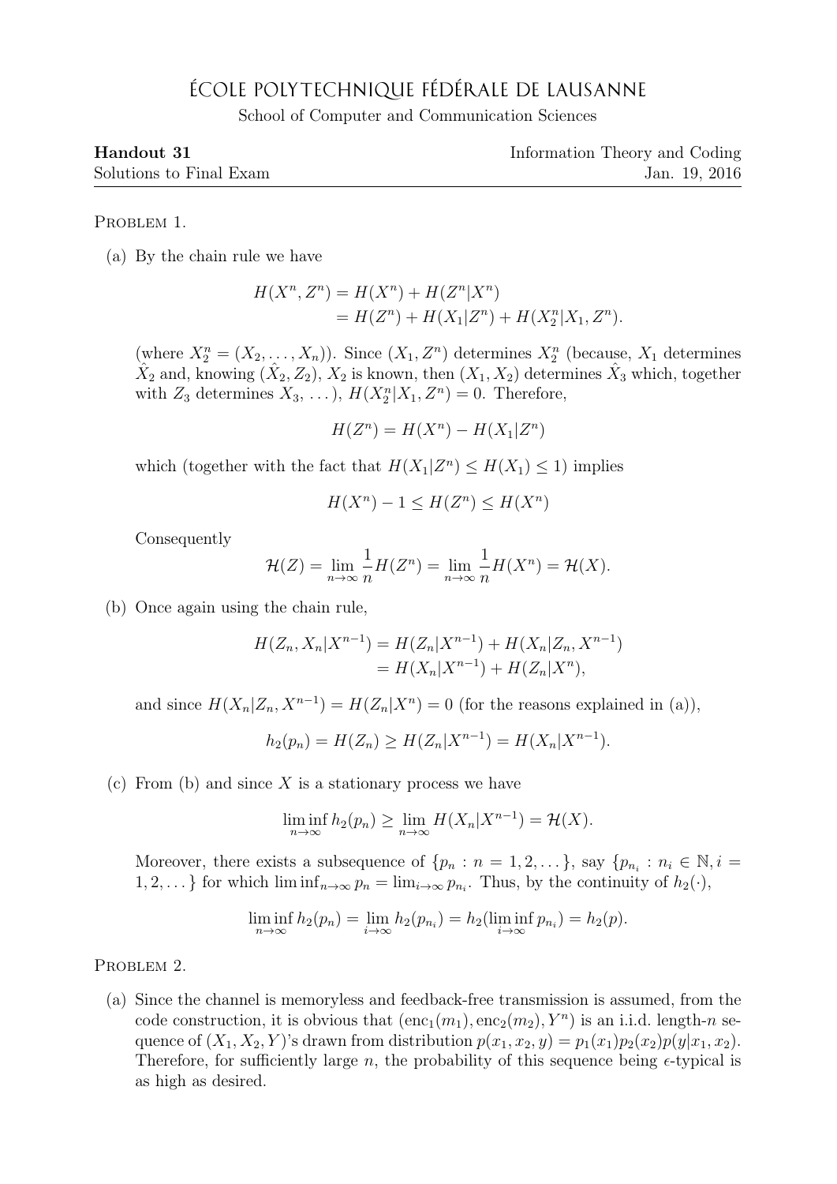# École Polytechnique Fédérale de Lausanne

School of Computer and Communication Sciences

**Handout 31** — Information Theory and Coding

Solutions to Final Exam — Jan. 19, 2016

---

Problem 1.

(a) By the chain rule we have

$$
\begin{aligned}
H(X^n, Z^n) &= H(X^n) + H(Z^n|X^n) \\
&= H(Z^n) + H(X_1|Z^n) + H(X_2^n|X_1, Z^n).
\end{aligned}
$$

(where $X_2^n = (X_2, \dots, X_n)$). Since $(X_1, Z^n)$ determines $X_2^n$ (because, $X_1$ determines $\hat{X}_2$ and, knowing $(\hat{X}_2, Z_2)$, $X_2$ is known, then $(X_1, X_2)$ determines $\hat{X}_3$ which, together with $Z_3$ determines $X_3, \dots$), $H(X_2^n|X_1, Z^n) = 0$. Therefore,

$$
H(Z^n) = H(X^n) - H(X_1|Z^n)
$$

which (together with the fact that $H(X_1|Z^n) \le H(X_1) \le 1$) implies

$$
H(X^n) - 1 \le H(Z^n) \le H(X^n)
$$

Consequently

$$
\mathcal{H}(Z) = \lim_{n\to\infty} \frac{1}{n} H(Z^n) = \lim_{n\to\infty} \frac{1}{n} H(X^n) = \mathcal{H}(X).
$$

(b) Once again using the chain rule,

$$
\begin{aligned}
H(Z_n, X_n|X^{n-1}) &= H(Z_n|X^{n-1}) + H(X_n|Z_n, X^{n-1}) \\
&= H(X_n|X^{n-1}) + H(Z_n|X^n),
\end{aligned}
$$

and since $H(X_n|Z_n, X^{n-1}) = H(Z_n|X^n) = 0$ (for the reasons explained in (a)),

$$
h_2(p_n) = H(Z_n) \ge H(Z_n|X^{n-1}) = H(X_n|X^{n-1}).
$$

(c) From (b) and since $X$ is a stationary process we have

$$
\liminf_{n\to\infty} h_2(p_n) \ge \lim_{n\to\infty} H(X_n|X^{n-1}) = \mathcal{H}(X).
$$

Moreover, there exists a subsequence of $\{p_n : n = 1, 2, \dots\}$, say $\{p_{n_i} : n_i \in \mathbb{N}, i = 1, 2, \dots\}$ for which $\liminf_{n\to\infty} p_n = \lim_{i\to\infty} p_{n_i}$. Thus, by the continuity of $h_2(\cdot)$,

$$
\liminf_{n\to\infty} h_2(p_n) = \lim_{i\to\infty} h_2(p_{n_i}) = h_2(\liminf_{i\to\infty} p_{n_i}) = h_2(p).
$$

Problem 2.

(a) Since the channel is memoryless and feedback-free transmission is assumed, from the code construction, it is obvious that $(\text{enc}_1(m_1), \text{enc}_2(m_2), Y^n)$ is an i.i.d. length-$n$ sequence of $(X_1, X_2, Y)$'s drawn from distribution $p(x_1, x_2, y) = p_1(x_1)p_2(x_2)p(y|x_1, x_2)$. Therefore, for sufficiently large $n$, the probability of this sequence being $\epsilon$-typical is as high as desired.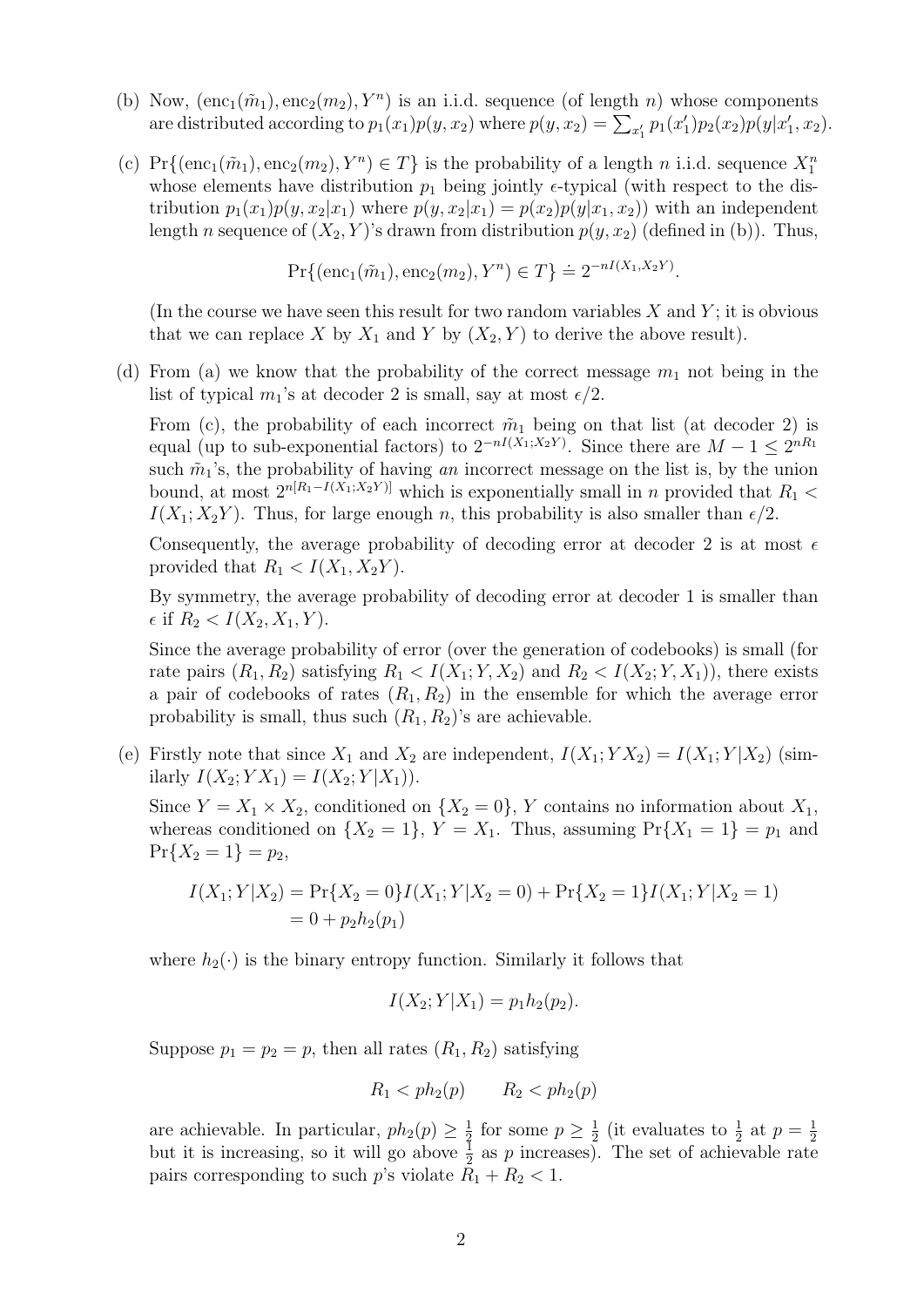(b) Now, $(\text{enc}_1(\tilde{m}_1), \text{enc}_2(m_2), Y^n)$ is an i.i.d. sequence (of length $n$) whose components are distributed according to $p_1(x_1)p(y, x_2)$ where $p(y, x_2) = \sum_{x_1'} p_1(x_1')p_2(x_2)p(y|x_1', x_2)$.

(c) $\Pr\{(\text{enc}_1(\tilde{m}_1), \text{enc}_2(m_2), Y^n) \in T\}$ is the probability of a length $n$ i.i.d. sequence $X_1^n$ whose elements have distribution $p_1$ being jointly $\epsilon$-typical (with respect to the distribution $p_1(x_1)p(y, x_2|x_1)$ where $p(y, x_2|x_1) = p(x_2)p(y|x_1, x_2)$) with an independent length $n$ sequence of $(X_2, Y)$'s drawn from distribution $p(y, x_2)$ (defined in (b)). Thus,

$$\Pr\{(\text{enc}_1(\tilde{m}_1), \text{enc}_2(m_2), Y^n) \in T\} \doteq 2^{-nI(X_1, X_2 Y)}.$$

(In the course we have seen this result for two random variables $X$ and $Y$; it is obvious that we can replace $X$ by $X_1$ and $Y$ by $(X_2, Y)$ to derive the above result).

(d) From (a) we know that the probability of the correct message $m_1$ not being in the list of typical $m_1$'s at decoder 2 is small, say at most $\epsilon/2$.

From (c), the probability of each incorrect $\tilde{m}_1$ being on that list (at decoder 2) is equal (up to sub-exponential factors) to $2^{-nI(X_1;X_2Y)}$. Since there are $M - 1 \leq 2^{nR_1}$ such $\tilde{m}_1$'s, the probability of having *an* incorrect message on the list is, by the union bound, at most $2^{n[R_1 - I(X_1;X_2Y)]}$ which is exponentially small in $n$ provided that $R_1 < I(X_1; X_2Y)$. Thus, for large enough $n$, this probability is also smaller than $\epsilon/2$.

Consequently, the average probability of decoding error at decoder 2 is at most $\epsilon$ provided that $R_1 < I(X_1, X_2Y)$.

By symmetry, the average probability of decoding error at decoder 1 is smaller than $\epsilon$ if $R_2 < I(X_2, X_1, Y)$.

Since the average probability of error (over the generation of codebooks) is small (for rate pairs $(R_1, R_2)$ satisfying $R_1 < I(X_1; Y, X_2)$ and $R_2 < I(X_2; Y, X_1)$), there exists a pair of codebooks of rates $(R_1, R_2)$ in the ensemble for which the average error probability is small, thus such $(R_1, R_2)$'s are achievable.

(e) Firstly note that since $X_1$ and $X_2$ are independent, $I(X_1; YX_2) = I(X_1; Y|X_2)$ (similarly $I(X_2; YX_1) = I(X_2; Y|X_1)$).

Since $Y = X_1 \times X_2$, conditioned on $\{X_2 = 0\}$, $Y$ contains no information about $X_1$, whereas conditioned on $\{X_2 = 1\}$, $Y = X_1$. Thus, assuming $\Pr\{X_1 = 1\} = p_1$ and $\Pr\{X_2 = 1\} = p_2$,

$$\begin{aligned} I(X_1; Y|X_2) &= \Pr\{X_2 = 0\}I(X_1; Y|X_2 = 0) + \Pr\{X_2 = 1\}I(X_1; Y|X_2 = 1) \\ &= 0 + p_2 h_2(p_1) \end{aligned}$$

where $h_2(\cdot)$ is the binary entropy function. Similarly it follows that

$$I(X_2; Y|X_1) = p_1 h_2(p_2).$$

Suppose $p_1 = p_2 = p$, then all rates $(R_1, R_2)$ satisfying

$$R_1 < ph_2(p) \qquad R_2 < ph_2(p)$$

are achievable. In particular, $ph_2(p) \geq \frac{1}{2}$ for some $p \geq \frac{1}{2}$ (it evaluates to $\frac{1}{2}$ at $p = \frac{1}{2}$ but it is increasing, so it will go above $\frac{1}{2}$ as $p$ increases). The set of achievable rate pairs corresponding to such $p$'s violate $R_1 + R_2 < 1$.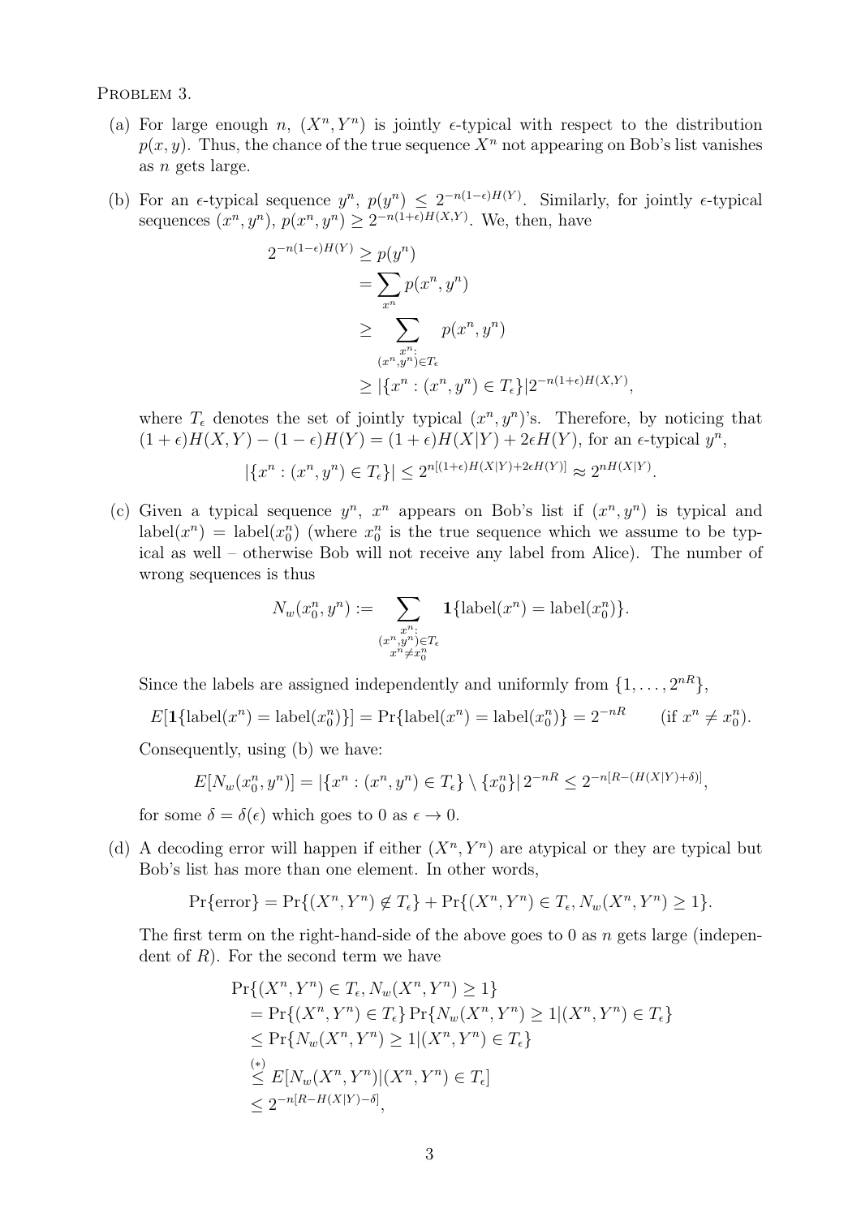PROBLEM 3.

(a) For large enough $n$, $(X^n, Y^n)$ is jointly $\epsilon$-typical with respect to the distribution $p(x, y)$. Thus, the chance of the true sequence $X^n$ not appearing on Bob's list vanishes as $n$ gets large.

(b) For an $\epsilon$-typical sequence $y^n$, $p(y^n) \le 2^{-n(1-\epsilon)H(Y)}$. Similarly, for jointly $\epsilon$-typical sequences $(x^n, y^n)$, $p(x^n, y^n) \ge 2^{-n(1+\epsilon)H(X,Y)}$. We, then, have

$$
\begin{aligned}
2^{-n(1-\epsilon)H(Y)} &\ge p(y^n) \\
&= \sum_{x^n} p(x^n, y^n) \\
&\ge \sum_{\substack{x^n: \\ (x^n, y^n) \in T_\epsilon}} p(x^n, y^n) \\
&\ge |\{x^n : (x^n, y^n) \in T_\epsilon\}| 2^{-n(1+\epsilon)H(X,Y)},
\end{aligned}
$$

where $T_\epsilon$ denotes the set of jointly typical $(x^n, y^n)$'s. Therefore, by noticing that $(1+\epsilon)H(X,Y) - (1-\epsilon)H(Y) = (1+\epsilon)H(X|Y) + 2\epsilon H(Y)$, for an $\epsilon$-typical $y^n$,

$$
|\{x^n : (x^n, y^n) \in T_\epsilon\}| \le 2^{n[(1+\epsilon)H(X|Y) + 2\epsilon H(Y)]} \approx 2^{nH(X|Y)}.
$$

(c) Given a typical sequence $y^n$, $x^n$ appears on Bob's list if $(x^n, y^n)$ is typical and $\text{label}(x^n) = \text{label}(x_0^n)$ (where $x_0^n$ is the true sequence which we assume to be typical as well – otherwise Bob will not receive any label from Alice). The number of wrong sequences is thus

$$
N_w(x_0^n, y^n) := \sum_{\substack{x^n: \\ (x^n, y^n) \in T_\epsilon \\ x^n \ne x_0^n}} \mathbf{1}\{\text{label}(x^n) = \text{label}(x_0^n)\}.
$$

Since the labels are assigned independently and uniformly from $\{1, \dots, 2^{nR}\}$,

$$
E[\mathbf{1}\{\text{label}(x^n) = \text{label}(x_0^n)\}] = \Pr\{\text{label}(x^n) = \text{label}(x_0^n)\} = 2^{-nR} \qquad (\text{if } x^n \ne x_0^n).
$$

Consequently, using (b) we have:

$$
E[N_w(x_0^n, y^n)] = |\{x^n : (x^n, y^n) \in T_\epsilon\} \setminus \{x_0^n\}| \, 2^{-nR} \le 2^{-n[R - (H(X|Y) + \delta)]},
$$

for some $\delta = \delta(\epsilon)$ which goes to 0 as $\epsilon \to 0$.

(d) A decoding error will happen if either $(X^n, Y^n)$ are atypical or they are typical but Bob's list has more than one element. In other words,

$$
\Pr\{\text{error}\} = \Pr\{(X^n, Y^n) \notin T_\epsilon\} + \Pr\{(X^n, Y^n) \in T_\epsilon, N_w(X^n, Y^n) \ge 1\}.
$$

The first term on the right-hand-side of the above goes to 0 as $n$ gets large (independent of $R$). For the second term we have

$$
\begin{aligned}
&\Pr\{(X^n, Y^n) \in T_\epsilon, N_w(X^n, Y^n) \ge 1\} \\
&\quad = \Pr\{(X^n, Y^n) \in T_\epsilon\} \Pr\{N_w(X^n, Y^n) \ge 1 | (X^n, Y^n) \in T_\epsilon\} \\
&\quad \le \Pr\{N_w(X^n, Y^n) \ge 1 | (X^n, Y^n) \in T_\epsilon\} \\
&\quad \overset{(*)}{\le} E[N_w(X^n, Y^n) | (X^n, Y^n) \in T_\epsilon] \\
&\quad \le 2^{-n[R - H(X|Y) - \delta]},
\end{aligned}
$$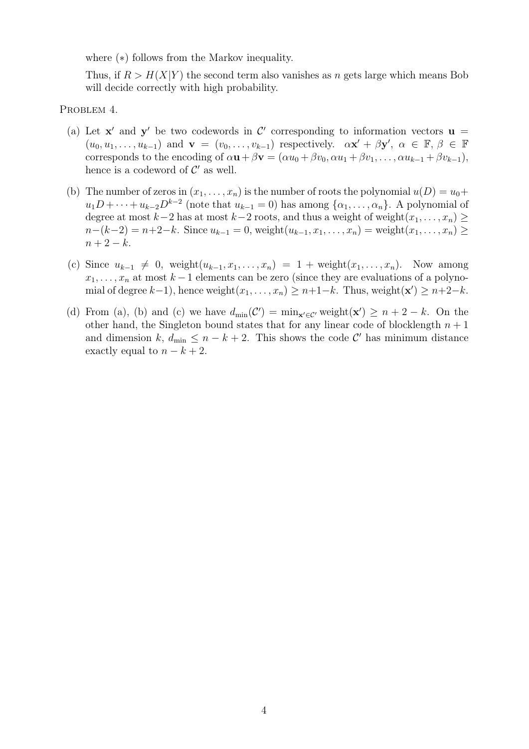where (∗) follows from the Markov inequality.

Thus, if $R > H(X|Y)$ the second term also vanishes as $n$ gets large which means Bob will decide correctly with high probability.

PROBLEM 4.

(a) Let $\mathbf{x}'$ and $\mathbf{y}'$ be two codewords in $\mathcal{C}'$ corresponding to information vectors $\mathbf{u} = (u_0, u_1, \ldots, u_{k-1})$ and $\mathbf{v} = (v_0, \ldots, v_{k-1})$ respectively. $\alpha\mathbf{x}' + \beta\mathbf{y}'$, $\alpha \in \mathbb{F}, \beta \in \mathbb{F}$ corresponds to the encoding of $\alpha\mathbf{u} + \beta\mathbf{v} = (\alpha u_0 + \beta v_0, \alpha u_1 + \beta v_1, \ldots, \alpha u_{k-1} + \beta v_{k-1})$, hence is a codeword of $\mathcal{C}'$ as well.

(b) The number of zeros in $(x_1, \ldots, x_n)$ is the number of roots the polynomial $u(D) = u_0 + u_1 D + \cdots + u_{k-2} D^{k-2}$ (note that $u_{k-1} = 0$) has among $\{\alpha_1, \ldots, \alpha_n\}$. A polynomial of degree at most $k-2$ has at most $k-2$ roots, and thus a weight of $\text{weight}(x_1, \ldots, x_n) \geq n-(k-2) = n+2-k$. Since $u_{k-1} = 0$, $\text{weight}(u_{k-1}, x_1, \ldots, x_n) = \text{weight}(x_1, \ldots, x_n) \geq n+2-k$.

(c) Since $u_{k-1} \neq 0$, $\text{weight}(u_{k-1}, x_1, \ldots, x_n) = 1 + \text{weight}(x_1, \ldots, x_n)$. Now among $x_1, \ldots, x_n$ at most $k-1$ elements can be zero (since they are evaluations of a polynomial of degree $k-1$), hence $\text{weight}(x_1, \ldots, x_n) \geq n+1-k$. Thus, $\text{weight}(\mathbf{x}') \geq n+2-k$.

(d) From (a), (b) and (c) we have $d_{\min}(\mathcal{C}') = \min_{\mathbf{x}' \in \mathcal{C}'} \text{weight}(\mathbf{x}') \geq n+2-k$. On the other hand, the Singleton bound states that for any linear code of blocklength $n+1$ and dimension $k$, $d_{\min} \leq n-k+2$. This shows the code $\mathcal{C}'$ has minimum distance exactly equal to $n-k+2$.